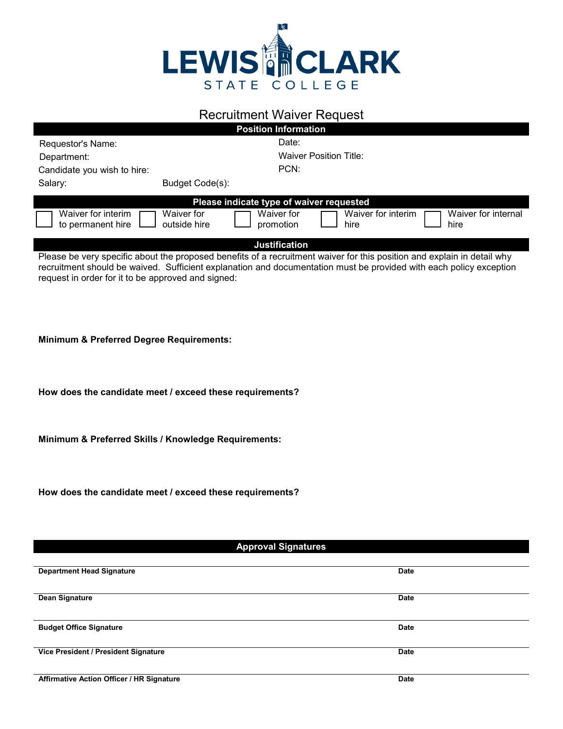LEWIS CLARK STATE COLLEGE

# Recruitment Waiver Request

## Position Information

Requestor's Name:

Date:

Department:

Waiver Position Title:

Candidate you wish to hire:

PCN:

Salary:

Budget Code(s):

## Please indicate type of waiver requested

☐ Waiver for interim to permanent hire ☐ Waiver for outside hire ☐ Waiver for promotion ☐ Waiver for interim hire ☐ Waiver for internal hire

## Justification

Please be very specific about the proposed benefits of a recruitment waiver for this position and explain in detail why recruitment should be waived. Sufficient explanation and documentation must be provided with each policy exception request in order for it to be approved and signed:

**Minimum & Preferred Degree Requirements:**

**How does the candidate meet / exceed these requirements?**

**Minimum & Preferred Skills / Knowledge Requirements:**

**How does the candidate meet / exceed these requirements?**

## Approval Signatures

**Department Head Signature** **Date**

**Dean Signature** **Date**

**Budget Office Signature** **Date**

**Vice President / President Signature** **Date**

**Affirmative Action Officer / HR Signature** **Date**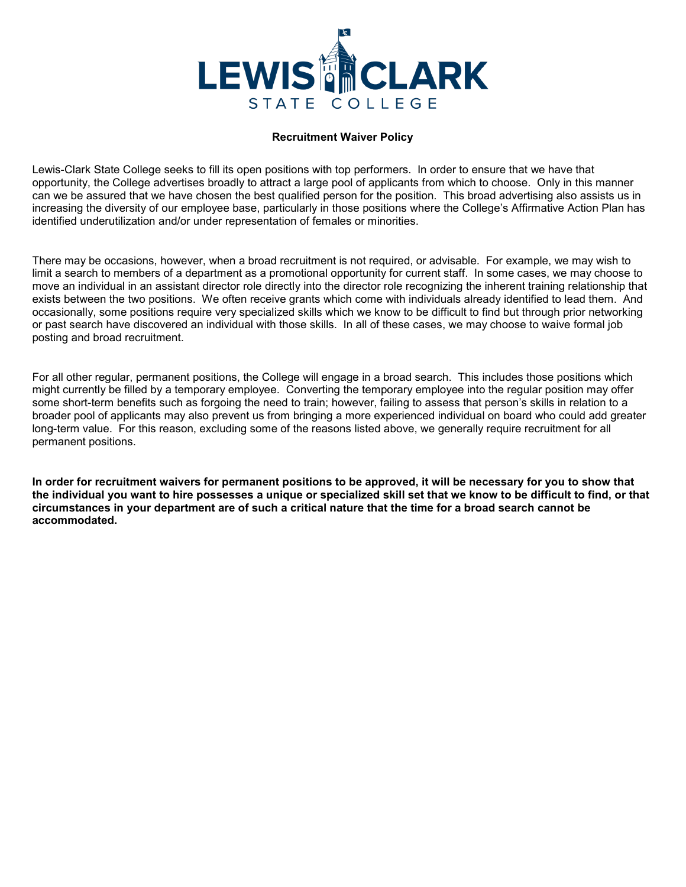LEWIS CLARK
STATE COLLEGE

**Recruitment Waiver Policy**

Lewis-Clark State College seeks to fill its open positions with top performers. In order to ensure that we have that opportunity, the College advertises broadly to attract a large pool of applicants from which to choose. Only in this manner can we be assured that we have chosen the best qualified person for the position. This broad advertising also assists us in increasing the diversity of our employee base, particularly in those positions where the College's Affirmative Action Plan has identified underutilization and/or under representation of females or minorities.

There may be occasions, however, when a broad recruitment is not required, or advisable. For example, we may wish to limit a search to members of a department as a promotional opportunity for current staff. In some cases, we may choose to move an individual in an assistant director role directly into the director role recognizing the inherent training relationship that exists between the two positions. We often receive grants which come with individuals already identified to lead them. And occasionally, some positions require very specialized skills which we know to be difficult to find but through prior networking or past search have discovered an individual with those skills. In all of these cases, we may choose to waive formal job posting and broad recruitment.

For all other regular, permanent positions, the College will engage in a broad search. This includes those positions which might currently be filled by a temporary employee. Converting the temporary employee into the regular position may offer some short-term benefits such as forgoing the need to train; however, failing to assess that person's skills in relation to a broader pool of applicants may also prevent us from bringing a more experienced individual on board who could add greater long-term value. For this reason, excluding some of the reasons listed above, we generally require recruitment for all permanent positions.

**In order for recruitment waivers for permanent positions to be approved, it will be necessary for you to show that the individual you want to hire possesses a unique or specialized skill set that we know to be difficult to find, or that circumstances in your department are of such a critical nature that the time for a broad search cannot be accommodated.**